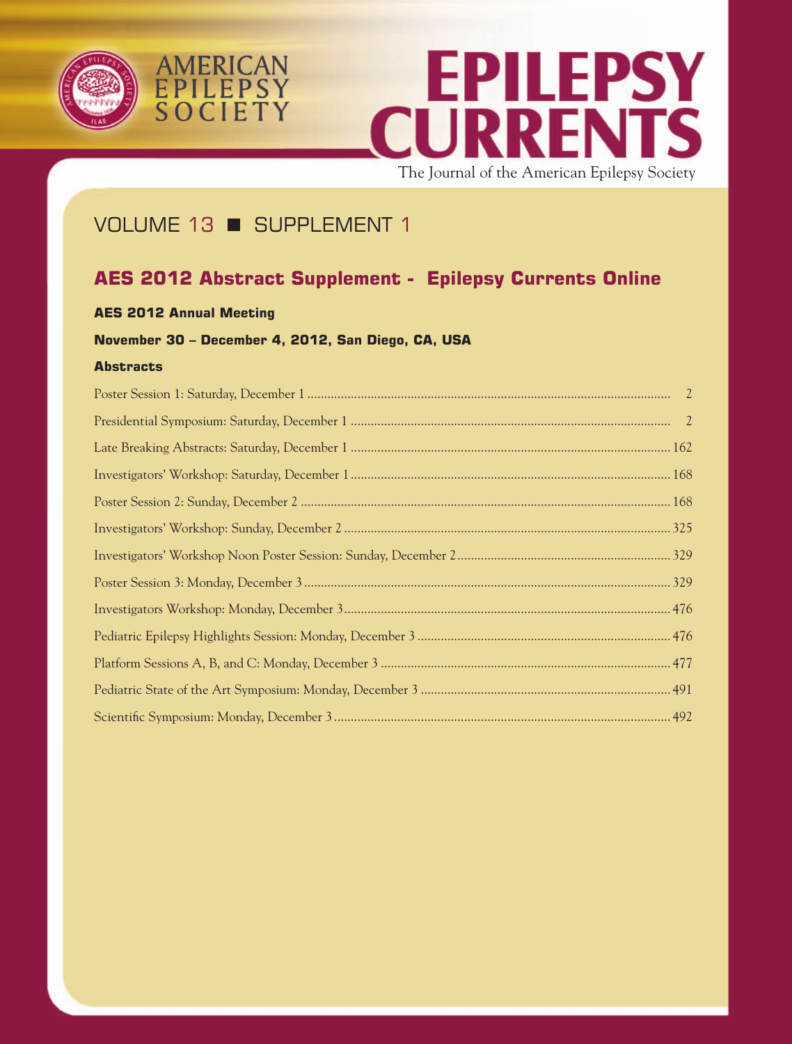# AMERICAN EPILEPSY SOCIETY

# EPILEPSY CURRENTS

The Journal of the American Epilepsy Society

## VOLUME 13 ■ SUPPLEMENT 1

## AES 2012 Abstract Supplement - Epilepsy Currents Online

**AES 2012 Annual Meeting**

**November 30 – December 4, 2012, San Diego, CA, USA**

**Abstracts**

Poster Session 1: Saturday, December 1 .......... 2

Presidential Symposium: Saturday, December 1 .......... 2

Late Breaking Abstracts: Saturday, December 1 .......... 162

Investigators' Workshop: Saturday, December 1 .......... 168

Poster Session 2: Sunday, December 2 .......... 168

Investigators' Workshop: Sunday, December 2 .......... 325

Investigators' Workshop Noon Poster Session: Sunday, December 2 .......... 329

Poster Session 3: Monday, December 3 .......... 329

Investigators Workshop: Monday, December 3 .......... 476

Pediatric Epilepsy Highlights Session: Monday, December 3 .......... 476

Platform Sessions A, B, and C: Monday, December 3 .......... 477

Pediatric State of the Art Symposium: Monday, December 3 .......... 491

Scientific Symposium: Monday, December 3 .......... 492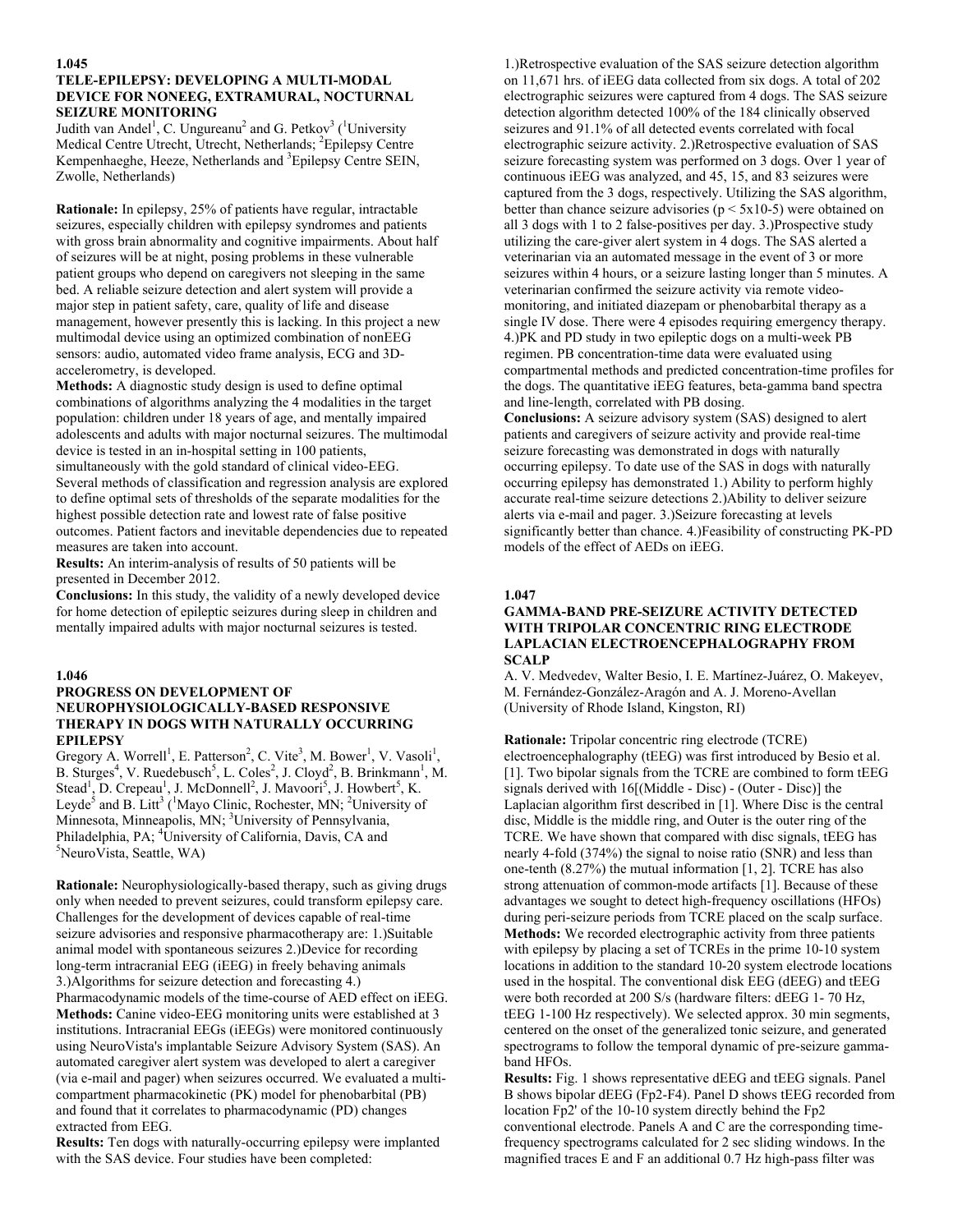## 1.045

### TELE-EPILEPSY: DEVELOPING A MULTI-MODAL DEVICE FOR NONEEG, EXTRAMURAL, NOCTURNAL SEIZURE MONITORING

Judith van Andel[1], C. Ungureanu[2] and G. Petkov[3] ([1]University Medical Centre Utrecht, Utrecht, Netherlands; [2]Epilepsy Centre Kempenhaeghe, Heeze, Netherlands and [3]Epilepsy Centre SEIN, Zwolle, Netherlands)

**Rationale:** In epilepsy, 25% of patients have regular, intractable seizures, especially children with epilepsy syndromes and patients with gross brain abnormality and cognitive impairments. About half of seizures will be at night, posing problems in these vulnerable patient groups who depend on caregivers not sleeping in the same bed. A reliable seizure detection and alert system will provide a major step in patient safety, care, quality of life and disease management, however presently this is lacking. In this project a new multimodal device using an optimized combination of nonEEG sensors: audio, automated video frame analysis, ECG and 3D-accelerometry, is developed.

**Methods:** A diagnostic study design is used to define optimal combinations of algorithms analyzing the 4 modalities in the target population: children under 18 years of age, and mentally impaired adolescents and adults with major nocturnal seizures. The multimodal device is tested in an in-hospital setting in 100 patients, simultaneously with the gold standard of clinical video-EEG. Several methods of classification and regression analysis are explored to define optimal sets of thresholds of the separate modalities for the highest possible detection rate and lowest rate of false positive outcomes. Patient factors and inevitable dependencies due to repeated measures are taken into account.

**Results:** An interim-analysis of results of 50 patients will be presented in December 2012.

**Conclusions:** In this study, the validity of a newly developed device for home detection of epileptic seizures during sleep in children and mentally impaired adults with major nocturnal seizures is tested.

## 1.046

### PROGRESS ON DEVELOPMENT OF NEUROPHYSIOLOGICALLY-BASED RESPONSIVE THERAPY IN DOGS WITH NATURALLY OCCURRING EPILEPSY

Gregory A. Worrell[1], E. Patterson[2], C. Vite[3], M. Bower[1], V. Vasoli[1], B. Sturges[4], V. Ruedebusch[5], L. Coles[2], J. Cloyd[2], B. Brinkmann[1], M. Stead[1], D. Crepeau[1], J. McDonnell[2], J. Mavoori[5], J. Howbert[5], K. Leyde[5] and B. Litt[3] ([1]Mayo Clinic, Rochester, MN; [2]University of Minnesota, Minneapolis, MN; [3]University of Pennsylvania, Philadelphia, PA; [4]University of California, Davis, CA and [5]NeuroVista, Seattle, WA)

**Rationale:** Neurophysiologically-based therapy, such as giving drugs only when needed to prevent seizures, could transform epilepsy care. Challenges for the development of devices capable of real-time seizure advisories and responsive pharmacotherapy are: 1.)Suitable animal model with spontaneous seizures 2.)Device for recording long-term intracranial EEG (iEEG) in freely behaving animals 3.)Algorithms for seizure detection and forecasting 4.) Pharmacodynamic models of the time-course of AED effect on iEEG.

**Methods:** Canine video-EEG monitoring units were established at 3 institutions. Intracranial EEGs (iEEGs) were monitored continuously using NeuroVista's implantable Seizure Advisory System (SAS). An automated caregiver alert system was developed to alert a caregiver (via e-mail and pager) when seizures occurred. We evaluated a multi-compartment pharmacokinetic (PK) model for phenobarbital (PB) and found that it correlates to pharmacodynamic (PD) changes extracted from EEG.

**Results:** Ten dogs with naturally-occurring epilepsy were implanted with the SAS device. Four studies have been completed: 1.)Retrospective evaluation of the SAS seizure detection algorithm on 11,671 hrs. of iEEG data collected from six dogs. A total of 202 electrographic seizures were captured from 4 dogs. The SAS seizure detection algorithm detected 100% of the 184 clinically observed seizures and 91.1% of all detected events correlated with focal electrographic seizure activity. 2.)Retrospective evaluation of SAS seizure forecasting system was performed on 3 dogs. Over 1 year of continuous iEEG was analyzed, and 45, 15, and 83 seizures were captured from the 3 dogs, respectively. Utilizing the SAS algorithm, better than chance seizure advisories ($p < 5x10\text{-}5$) were obtained on all 3 dogs with 1 to 2 false-positives per day. 3.)Prospective study utilizing the care-giver alert system in 4 dogs. The SAS alerted a veterinarian via an automated message in the event of 3 or more seizures within 4 hours, or a seizure lasting longer than 5 minutes. A veterinarian confirmed the seizure activity via remote video-monitoring, and initiated diazepam or phenobarbital therapy as a single IV dose. There were 4 episodes requiring emergency therapy. 4.)PK and PD study in two epileptic dogs on a multi-week PB regimen. PB concentration-time data were evaluated using compartmental methods and predicted concentration-time profiles for the dogs. The quantitative iEEG features, beta-gamma band spectra and line-length, correlated with PB dosing.

**Conclusions:** A seizure advisory system (SAS) designed to alert patients and caregivers of seizure activity and provide real-time seizure forecasting was demonstrated in dogs with naturally occurring epilepsy. To date use of the SAS in dogs with naturally occurring epilepsy has demonstrated 1.) Ability to perform highly accurate real-time seizure detections 2.)Ability to deliver seizure alerts via e-mail and pager. 3.)Seizure forecasting at levels significantly better than chance. 4.)Feasibility of constructing PK-PD models of the effect of AEDs on iEEG.

## 1.047

### GAMMA-BAND PRE-SEIZURE ACTIVITY DETECTED WITH TRIPOLAR CONCENTRIC RING ELECTRODE LAPLACIAN ELECTROENCEPHALOGRAPHY FROM SCALP

A. V. Medvedev, Walter Besio, I. E. Martínez-Juárez, O. Makeyev, M. Fernández-González-Aragón and A. J. Moreno-Avellan (University of Rhode Island, Kingston, RI)

**Rationale:** Tripolar concentric ring electrode (TCRE) electroencephalography (tEEG) was first introduced by Besio et al. [1]. Two bipolar signals from the TCRE are combined to form tEEG signals derived with 16[(Middle - Disc) - (Outer - Disc)] the Laplacian algorithm first described in [1]. Where Disc is the central disc, Middle is the middle ring, and Outer is the outer ring of the TCRE. We have shown that compared with disc signals, tEEG has nearly 4-fold (374%) the signal to noise ratio (SNR) and less than one-tenth (8.27%) the mutual information [1, 2]. TCRE has also strong attenuation of common-mode artifacts [1]. Because of these advantages we sought to detect high-frequency oscillations (HFOs) during peri-seizure periods from TCRE placed on the scalp surface.

**Methods:** We recorded electrographic activity from three patients with epilepsy by placing a set of TCREs in the prime 10-10 system locations in addition to the standard 10-20 system electrode locations used in the hospital. The conventional disk EEG (dEEG) and tEEG were both recorded at 200 S/s (hardware filters: dEEG 1- 70 Hz, tEEG 1-100 Hz respectively). We selected approx. 30 min segments, centered on the onset of the generalized tonic seizure, and generated spectrograms to follow the temporal dynamic of pre-seizure gamma-band HFOs.

**Results:** Fig. 1 shows representative dEEG and tEEG signals. Panel B shows bipolar dEEG (Fp2-F4). Panel D shows tEEG recorded from location Fp2' of the 10-10 system directly behind the Fp2 conventional electrode. Panels A and C are the corresponding time-frequency spectrograms calculated for 2 sec sliding windows. In the magnified traces E and F an additional 0.7 Hz high-pass filter was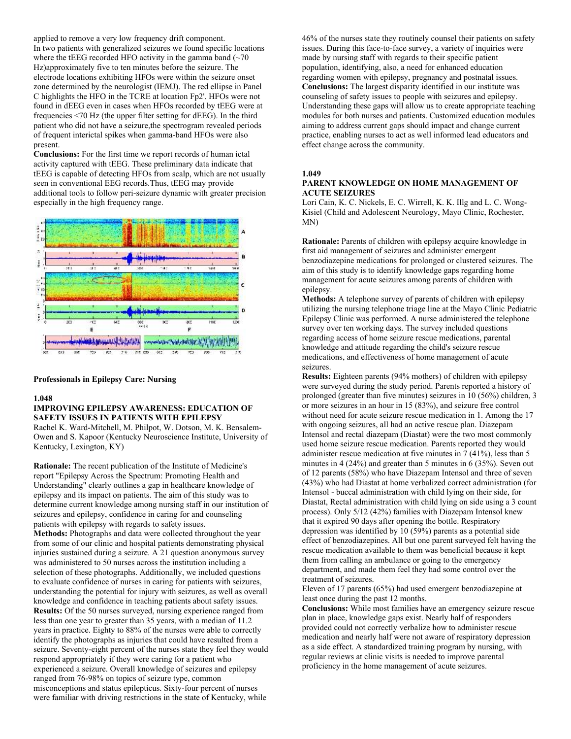applied to remove a very low frequency drift component.
In two patients with generalized seizures we found specific locations where the tEEG recorded HFO activity in the gamma band (~70 Hz)approximately five to ten minutes before the seizure. The electrode locations exhibiting HFOs were within the seizure onset zone determined by the neurologist (IEMJ). The red ellipse in Panel C highlights the HFO in the TCRE at location Fp2'. HFOs were not found in dEEG even in cases when HFOs recorded by tEEG were at frequencies <70 Hz (the upper filter setting for dEEG). In the third patient who did not have a seizure,the spectrogram revealed periods of frequent interictal spikes when gamma-band HFOs were also present.

**Conclusions:** For the first time we report records of human ictal activity captured with tEEG. These preliminary data indicate that tEEG is capable of detecting HFOs from scalp, which are not usually seen in conventional EEG records.Thus, tEEG may provide additional tools to follow peri-seizure dynamic with greater precision especially in the high frequency range.

A

B

C

D

E

F

**Professionals in Epilepsy Care: Nursing**

**1.048**

**IMPROVING EPILEPSY AWARENESS: EDUCATION OF SAFETY ISSUES IN PATIENTS WITH EPILEPSY**

Rachel K. Ward-Mitchell, M. Philpot, W. Dotson, M. K. Bensalem-Owen and S. Kapoor (Kentucky Neuroscience Institute, University of Kentucky, Lexington, KY)

**Rationale:** The recent publication of the Institute of Medicine's report "Epilepsy Across the Spectrum: Promoting Health and Understanding" clearly outlines a gap in healthcare knowledge of epilepsy and its impact on patients. The aim of this study was to determine current knowledge among nursing staff in our institution of seizures and epilepsy, confidence in caring for and counseling patients with epilepsy with regards to safety issues.

**Methods:** Photographs and data were collected throughout the year from some of our clinic and hospital patients demonstrating physical injuries sustained during a seizure. A 21 question anonymous survey was administered to 50 nurses across the institution including a selection of these photographs. Additionally, we included questions to evaluate confidence of nurses in caring for patients with seizures, understanding the potential for injury with seizures, as well as overall knowledge and confidence in teaching patients about safety issues.

**Results:** Of the 50 nurses surveyed, nursing experience ranged from less than one year to greater than 35 years, with a median of 11.2 years in practice. Eighty to 88% of the nurses were able to correctly identify the photographs as injuries that could have resulted from a seizure. Seventy-eight percent of the nurses state they feel they would respond appropriately if they were caring for a patient who experienced a seizure. Overall knowledge of seizures and epilepsy ranged from 76-98% on topics of seizure type, common misconceptions and status epilepticus. Sixty-four percent of nurses were familiar with driving restrictions in the state of Kentucky, while 46% of the nurses state they routinely counsel their patients on safety issues. During this face-to-face survey, a variety of inquiries were made by nursing staff with regards to their specific patient population, identifying, also, a need for enhanced education regarding women with epilepsy, pregnancy and postnatal issues.

**Conclusions:** The largest disparity identified in our institute was counseling of safety issues to people with seizures and epilepsy. Understanding these gaps will allow us to create appropriate teaching modules for both nurses and patients. Customized education modules aiming to address current gaps should impact and change current practice, enabling nurses to act as well informed lead educators and effect change across the community.

**1.049**

**PARENT KNOWLEDGE ON HOME MANAGEMENT OF ACUTE SEIZURES**

Lori Cain, K. C. Nickels, E. C. Wirrell, K. K. Illg and L. C. Wong-Kisiel (Child and Adolescent Neurology, Mayo Clinic, Rochester, MN)

**Rationale:** Parents of children with epilepsy acquire knowledge in first aid management of seizures and administer emergent benzodiazepine medications for prolonged or clustered seizures. The aim of this study is to identify knowledge gaps regarding home management for acute seizures among parents of children with epilepsy.

**Methods:** A telephone survey of parents of children with epilepsy utilizing the nursing telephone triage line at the Mayo Clinic Pediatric Epilepsy Clinic was performed. A nurse administered the telephone survey over ten working days. The survey included questions regarding access of home seizure rescue medications, parental knowledge and attitude regarding the child's seizure rescue medications, and effectiveness of home management of acute seizures.

**Results:** Eighteen parents (94% mothers) of children with epilepsy were surveyed during the study period. Parents reported a history of prolonged (greater than five minutes) seizures in 10 (56%) children, 3 or more seizures in an hour in 15 (83%), and seizure free control without need for acute seizure rescue medication in 1. Among the 17 with ongoing seizures, all had an active rescue plan. Diazepam Intensol and rectal diazepam (Diastat) were the two most commonly used home seizure rescue medication. Parents reported they would administer rescue medication at five minutes in 7 (41%), less than 5 minutes in 4 (24%) and greater than 5 minutes in 6 (35%). Seven out of 12 parents (58%) who have Diazepam Intensol and three of seven (43%) who had Diastat at home verbalized correct administration (for Intensol - buccal administration with child lying on their side, for Diastat, Rectal administration with child lying on side using a 3 count process). Only 5/12 (42%) families with Diazepam Intensol knew that it expired 90 days after opening the bottle. Respiratory depression was identified by 10 (59%) parents as a potential side effect of benzodiazepines. All but one parent surveyed felt having the rescue medication available to them was beneficial because it kept them from calling an ambulance or going to the emergency department, and made them feel they had some control over the treatment of seizures.

Eleven of 17 parents (65%) had used emergent benzodiazepine at least once during the past 12 months.

**Conclusions:** While most families have an emergency seizure rescue plan in place, knowledge gaps exist. Nearly half of responders provided could not correctly verbalize how to administer rescue medication and nearly half were not aware of respiratory depression as a side effect. A standardized training program by nursing, with regular reviews at clinic visits is needed to improve parental proficiency in the home management of acute seizures.